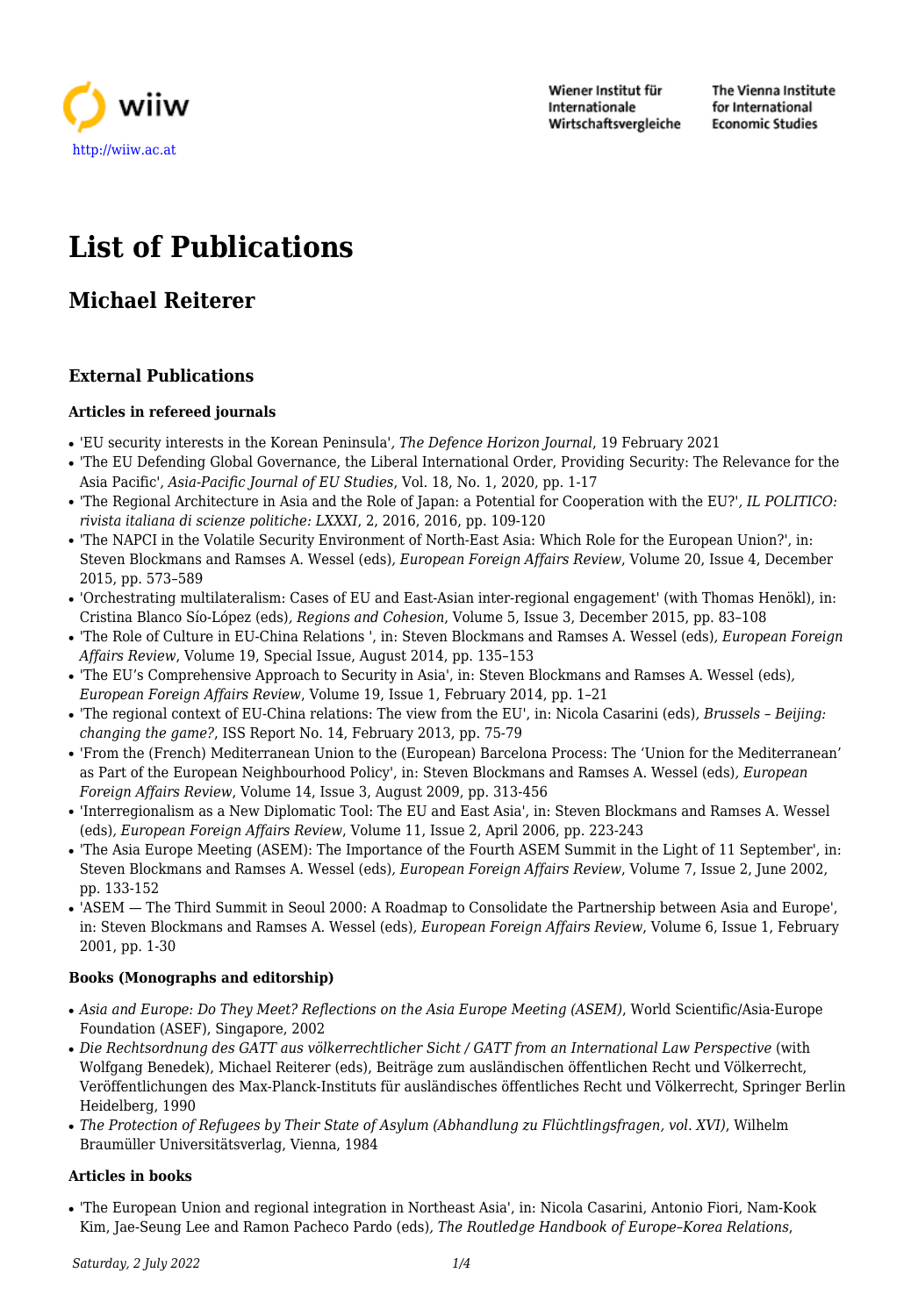http://wiiw.ac.at

Wiener Institut für Internationale Wirtschaftsvergleiche

The Vienna Institute for International Economic Studies

# List of Publications

## Michael Reiterer

### External Publications

#### Articles in refereed journals

- 'EU security interests in the Korean Peninsula', *The Defence Horizon Journal*, 19 February 2021
- 'The EU Defending Global Governance, the Liberal International Order, Providing Security: The Relevance for the Asia Pacific', *Asia-Pacific Journal of EU Studies*, Vol. 18, No. 1, 2020, pp. 1-17
- 'The Regional Architecture in Asia and the Role of Japan: a Potential for Cooperation with the EU?', *IL POLITICO: rivista italiana di scienze politiche: LXXXI*, 2, 2016, 2016, pp. 109-120
- 'The NAPCI in the Volatile Security Environment of North-East Asia: Which Role for the European Union?', in: Steven Blockmans and Ramses A. Wessel (eds), *European Foreign Affairs Review*, Volume 20, Issue 4, December 2015, pp. 573–589
- 'Orchestrating multilateralism: Cases of EU and East-Asian inter-regional engagement' (with Thomas Henökl), in: Cristina Blanco Sío-López (eds), *Regions and Cohesion*, Volume 5, Issue 3, December 2015, pp. 83–108
- 'The Role of Culture in EU-China Relations ', in: Steven Blockmans and Ramses A. Wessel (eds), *European Foreign Affairs Review*, Volume 19, Special Issue, August 2014, pp. 135–153
- 'The EU's Comprehensive Approach to Security in Asia', in: Steven Blockmans and Ramses A. Wessel (eds), *European Foreign Affairs Review*, Volume 19, Issue 1, February 2014, pp. 1–21
- 'The regional context of EU-China relations: The view from the EU', in: Nicola Casarini (eds), *Brussels – Beijing: changing the game?*, ISS Report No. 14, February 2013, pp. 75-79
- 'From the (French) Mediterranean Union to the (European) Barcelona Process: The 'Union for the Mediterranean' as Part of the European Neighbourhood Policy', in: Steven Blockmans and Ramses A. Wessel (eds), *European Foreign Affairs Review*, Volume 14, Issue 3, August 2009, pp. 313-456
- 'Interregionalism as a New Diplomatic Tool: The EU and East Asia', in: Steven Blockmans and Ramses A. Wessel (eds), *European Foreign Affairs Review*, Volume 11, Issue 2, April 2006, pp. 223-243
- 'The Asia Europe Meeting (ASEM): The Importance of the Fourth ASEM Summit in the Light of 11 September', in: Steven Blockmans and Ramses A. Wessel (eds), *European Foreign Affairs Review*, Volume 7, Issue 2, June 2002, pp. 133-152
- 'ASEM — The Third Summit in Seoul 2000: A Roadmap to Consolidate the Partnership between Asia and Europe', in: Steven Blockmans and Ramses A. Wessel (eds), *European Foreign Affairs Review*, Volume 6, Issue 1, February 2001, pp. 1-30

#### Books (Monographs and editorship)

- *Asia and Europe: Do They Meet? Reflections on the Asia Europe Meeting (ASEM)*, World Scientific/Asia-Europe Foundation (ASEF), Singapore, 2002
- *Die Rechtsordnung des GATT aus völkerrechtlicher Sicht / GATT from an International Law Perspective* (with Wolfgang Benedek), Michael Reiterer (eds), Beiträge zum ausländischen öffentlichen Recht und Völkerrecht, Veröffentlichungen des Max-Planck-Instituts für ausländisches öffentliches Recht und Völkerrecht, Springer Berlin Heidelberg, 1990
- *The Protection of Refugees by Their State of Asylum (Abhandlung zu Flüchtlingsfragen, vol. XVI)*, Wilhelm Braumüller Universitätsverlag, Vienna, 1984

#### Articles in books

- 'The European Union and regional integration in Northeast Asia', in: Nicola Casarini, Antonio Fiori, Nam-Kook Kim, Jae-Seung Lee and Ramon Pacheco Pardo (eds), *The Routledge Handbook of Europe–Korea Relations*,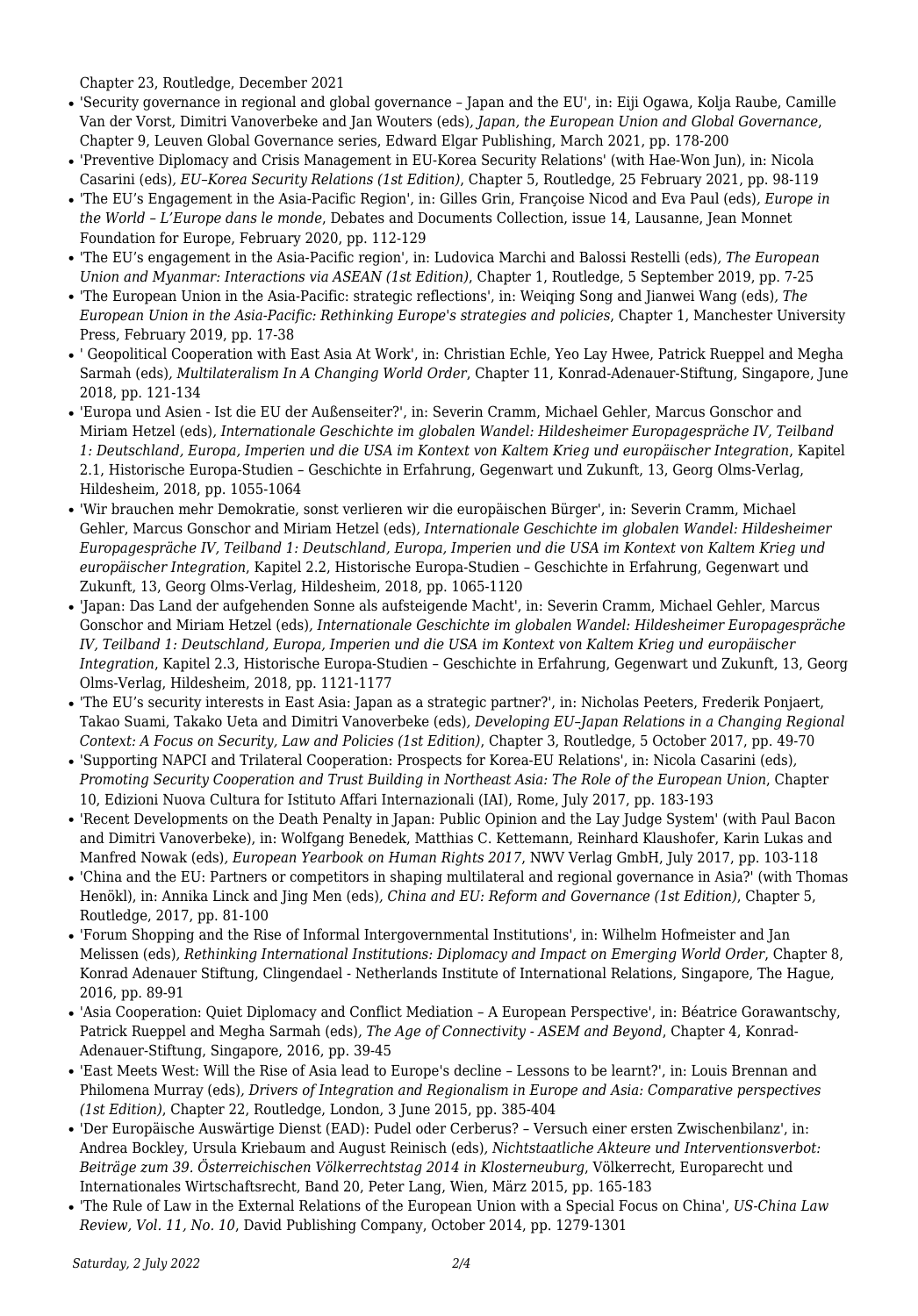Chapter 23, Routledge, December 2021

- 'Security governance in regional and global governance – Japan and the EU', in: Eiji Ogawa, Kolja Raube, Camille Van der Vorst, Dimitri Vanoverbeke and Jan Wouters (eds), *Japan, the European Union and Global Governance*, Chapter 9, Leuven Global Governance series, Edward Elgar Publishing, March 2021, pp. 178-200
- 'Preventive Diplomacy and Crisis Management in EU-Korea Security Relations' (with Hae-Won Jun), in: Nicola Casarini (eds), *EU–Korea Security Relations (1st Edition)*, Chapter 5, Routledge, 25 February 2021, pp. 98-119
- 'The EU's Engagement in the Asia-Pacific Region', in: Gilles Grin, Françoise Nicod and Eva Paul (eds), *Europe in the World – L'Europe dans le monde*, Debates and Documents Collection, issue 14, Lausanne, Jean Monnet Foundation for Europe, February 2020, pp. 112-129
- 'The EU's engagement in the Asia-Pacific region', in: Ludovica Marchi and Balossi Restelli (eds), *The European Union and Myanmar: Interactions via ASEAN (1st Edition)*, Chapter 1, Routledge, 5 September 2019, pp. 7-25
- 'The European Union in the Asia-Pacific: strategic reflections', in: Weiqing Song and Jianwei Wang (eds), *The European Union in the Asia-Pacific: Rethinking Europe's strategies and policies*, Chapter 1, Manchester University Press, February 2019, pp. 17-38
- ' Geopolitical Cooperation with East Asia At Work', in: Christian Echle, Yeo Lay Hwee, Patrick Rueppel and Megha Sarmah (eds), *Multilateralism In A Changing World Order*, Chapter 11, Konrad-Adenauer-Stiftung, Singapore, June 2018, pp. 121-134
- 'Europa und Asien - Ist die EU der Außenseiter?', in: Severin Cramm, Michael Gehler, Marcus Gonschor and Miriam Hetzel (eds), *Internationale Geschichte im globalen Wandel: Hildesheimer Europagespräche IV, Teilband 1: Deutschland, Europa, Imperien und die USA im Kontext von Kaltem Krieg und europäischer Integration*, Kapitel 2.1, Historische Europa-Studien – Geschichte in Erfahrung, Gegenwart und Zukunft, 13, Georg Olms-Verlag, Hildesheim, 2018, pp. 1055-1064
- 'Wir brauchen mehr Demokratie, sonst verlieren wir die europäischen Bürger', in: Severin Cramm, Michael Gehler, Marcus Gonschor and Miriam Hetzel (eds), *Internationale Geschichte im globalen Wandel: Hildesheimer Europagespräche IV, Teilband 1: Deutschland, Europa, Imperien und die USA im Kontext von Kaltem Krieg und europäischer Integration*, Kapitel 2.2, Historische Europa-Studien – Geschichte in Erfahrung, Gegenwart und Zukunft, 13, Georg Olms-Verlag, Hildesheim, 2018, pp. 1065-1120
- 'Japan: Das Land der aufgehenden Sonne als aufsteigende Macht', in: Severin Cramm, Michael Gehler, Marcus Gonschor and Miriam Hetzel (eds), *Internationale Geschichte im globalen Wandel: Hildesheimer Europagespräche IV, Teilband 1: Deutschland, Europa, Imperien und die USA im Kontext von Kaltem Krieg und europäischer Integration*, Kapitel 2.3, Historische Europa-Studien – Geschichte in Erfahrung, Gegenwart und Zukunft, 13, Georg Olms-Verlag, Hildesheim, 2018, pp. 1121-1177
- 'The EU's security interests in East Asia: Japan as a strategic partner?', in: Nicholas Peeters, Frederik Ponjaert, Takao Suami, Takako Ueta and Dimitri Vanoverbeke (eds), *Developing EU–Japan Relations in a Changing Regional Context: A Focus on Security, Law and Policies (1st Edition)*, Chapter 3, Routledge, 5 October 2017, pp. 49-70
- 'Supporting NAPCI and Trilateral Cooperation: Prospects for Korea-EU Relations', in: Nicola Casarini (eds), *Promoting Security Cooperation and Trust Building in Northeast Asia: The Role of the European Union*, Chapter 10, Edizioni Nuova Cultura for Istituto Affari Internazionali (IAI), Rome, July 2017, pp. 183-193
- 'Recent Developments on the Death Penalty in Japan: Public Opinion and the Lay Judge System' (with Paul Bacon and Dimitri Vanoverbeke), in: Wolfgang Benedek, Matthias C. Kettemann, Reinhard Klaushofer, Karin Lukas and Manfred Nowak (eds), *European Yearbook on Human Rights 2017*, NWV Verlag GmbH, July 2017, pp. 103-118
- 'China and the EU: Partners or competitors in shaping multilateral and regional governance in Asia?' (with Thomas Henökl), in: Annika Linck and Jing Men (eds), *China and EU: Reform and Governance (1st Edition)*, Chapter 5, Routledge, 2017, pp. 81-100
- 'Forum Shopping and the Rise of Informal Intergovernmental Institutions', in: Wilhelm Hofmeister and Jan Melissen (eds), *Rethinking International Institutions: Diplomacy and Impact on Emerging World Order*, Chapter 8, Konrad Adenauer Stiftung, Clingendael - Netherlands Institute of International Relations, Singapore, The Hague, 2016, pp. 89-91
- 'Asia Cooperation: Quiet Diplomacy and Conflict Mediation – A European Perspective', in: Béatrice Gorawantschy, Patrick Rueppel and Megha Sarmah (eds), *The Age of Connectivity - ASEM and Beyond*, Chapter 4, Konrad-Adenauer-Stiftung, Singapore, 2016, pp. 39-45
- 'East Meets West: Will the Rise of Asia lead to Europe's decline – Lessons to be learnt?', in: Louis Brennan and Philomena Murray (eds), *Drivers of Integration and Regionalism in Europe and Asia: Comparative perspectives (1st Edition)*, Chapter 22, Routledge, London, 3 June 2015, pp. 385-404
- 'Der Europäische Auswärtige Dienst (EAD): Pudel oder Cerberus? – Versuch einer ersten Zwischenbilanz', in: Andrea Bockley, Ursula Kriebaum and August Reinisch (eds), *Nichtstaatliche Akteure und Interventionsverbot: Beiträge zum 39. Österreichischen Völkerrechtstag 2014 in Klosterneuburg*, Völkerrecht, Europarecht und Internationales Wirtschaftsrecht, Band 20, Peter Lang, Wien, März 2015, pp. 165-183
- 'The Rule of Law in the External Relations of the European Union with a Special Focus on China', *US-China Law Review, Vol. 11, No. 10*, David Publishing Company, October 2014, pp. 1279-1301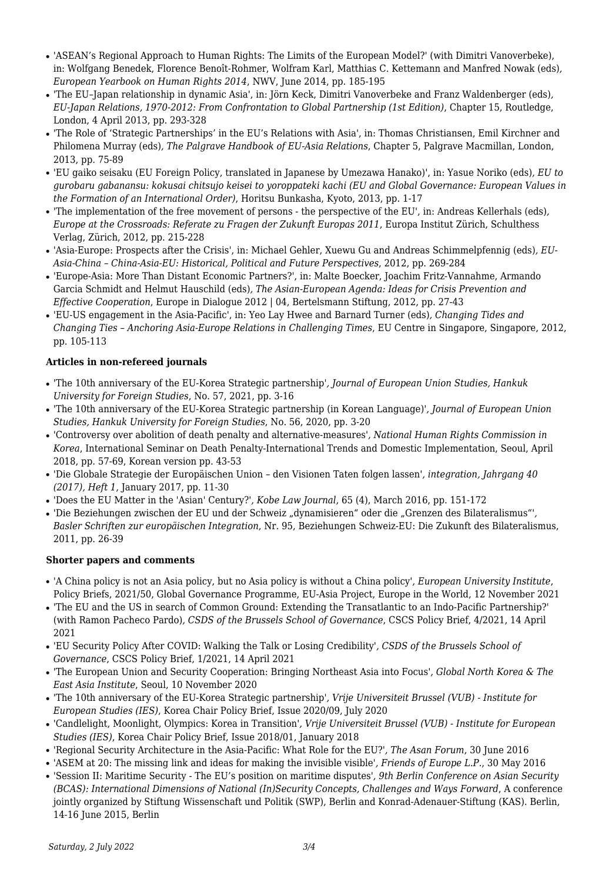- 'ASEAN's Regional Approach to Human Rights: The Limits of the European Model?' (with Dimitri Vanoverbeke), in: Wolfgang Benedek, Florence Benoît-Rohmer, Wolfram Karl, Matthias C. Kettemann and Manfred Nowak (eds), *European Yearbook on Human Rights 2014*, NWV, June 2014, pp. 185-195
- 'The EU–Japan relationship in dynamic Asia', in: Jörn Keck, Dimitri Vanoverbeke and Franz Waldenberger (eds), *EU-Japan Relations, 1970-2012: From Confrontation to Global Partnership (1st Edition)*, Chapter 15, Routledge, London, 4 April 2013, pp. 293-328
- 'The Role of 'Strategic Partnerships' in the EU's Relations with Asia', in: Thomas Christiansen, Emil Kirchner and Philomena Murray (eds), *The Palgrave Handbook of EU-Asia Relations*, Chapter 5, Palgrave Macmillan, London, 2013, pp. 75-89
- 'EU gaiko seisaku (EU Foreign Policy, translated in Japanese by Umezawa Hanako)', in: Yasue Noriko (eds), *EU to gurobaru gabanansu: kokusai chitsujo keisei to yoroppateki kachi (EU and Global Governance: European Values in the Formation of an International Order)*, Horitsu Bunkasha, Kyoto, 2013, pp. 1-17
- 'The implementation of the free movement of persons - the perspective of the EU', in: Andreas Kellerhals (eds), *Europe at the Crossroads: Referate zu Fragen der Zukunft Europas 2011*, Europa Institut Zürich, Schulthess Verlag, Zürich, 2012, pp. 215-228
- 'Asia-Europe: Prospects after the Crisis', in: Michael Gehler, Xuewu Gu and Andreas Schimmelpfennig (eds), *EU-Asia-China – China-Asia-EU: Historical, Political and Future Perspectives*, 2012, pp. 269-284
- 'Europe-Asia: More Than Distant Economic Partners?', in: Malte Boecker, Joachim Fritz-Vannahme, Armando Garcia Schmidt and Helmut Hauschild (eds), *The Asian-European Agenda: Ideas for Crisis Prevention and Effective Cooperation*, Europe in Dialogue 2012 | 04, Bertelsmann Stiftung, 2012, pp. 27-43
- 'EU-US engagement in the Asia-Pacific', in: Yeo Lay Hwee and Barnard Turner (eds), *Changing Tides and Changing Ties – Anchoring Asia-Europe Relations in Challenging Times*, EU Centre in Singapore, Singapore, 2012, pp. 105-113

**Articles in non-refereed journals**

- 'The 10th anniversary of the EU-Korea Strategic partnership', *Journal of European Union Studies, Hankuk University for Foreign Studies*, No. 57, 2021, pp. 3-16
- 'The 10th anniversary of the EU-Korea Strategic partnership (in Korean Language)', *Journal of European Union Studies, Hankuk University for Foreign Studies*, No. 56, 2020, pp. 3-20
- 'Controversy over abolition of death penalty and alternative-measures', *National Human Rights Commission in Korea*, International Seminar on Death Penalty-International Trends and Domestic Implementation, Seoul, April 2018, pp. 57-69, Korean version pp. 43-53
- 'Die Globale Strategie der Europäischen Union – den Visionen Taten folgen lassen', *integration, Jahrgang 40 (2017), Heft 1*, January 2017, pp. 11-30
- 'Does the EU Matter in the 'Asian' Century?', *Kobe Law Journal*, 65 (4), March 2016, pp. 151-172
- 'Die Beziehungen zwischen der EU und der Schweiz „dynamisieren" oder die „Grenzen des Bilateralismus"', *Basler Schriften zur europäischen Integration*, Nr. 95, Beziehungen Schweiz-EU: Die Zukunft des Bilateralismus, 2011, pp. 26-39

**Shorter papers and comments**

- 'A China policy is not an Asia policy, but no Asia policy is without a China policy', *European University Institute*, Policy Briefs, 2021/50, Global Governance Programme, EU-Asia Project, Europe in the World, 12 November 2021
- 'The EU and the US in search of Common Ground: Extending the Transatlantic to an Indo-Pacific Partnership?' (with Ramon Pacheco Pardo), *CSDS of the Brussels School of Governance*, CSCS Policy Brief, 4/2021, 14 April 2021
- 'EU Security Policy After COVID: Walking the Talk or Losing Credibility', *CSDS of the Brussels School of Governance*, CSCS Policy Brief, 1/2021, 14 April 2021
- 'The European Union and Security Cooperation: Bringing Northeast Asia into Focus', *Global North Korea & The East Asia Institute*, Seoul, 10 November 2020
- 'The 10th anniversary of the EU-Korea Strategic partnership', *Vrije Universiteit Brussel (VUB) - Institute for European Studies (IES)*, Korea Chair Policy Brief, Issue 2020/09, July 2020
- 'Candlelight, Moonlight, Olympics: Korea in Transition', *Vrije Universiteit Brussel (VUB) - Institute for European Studies (IES)*, Korea Chair Policy Brief, Issue 2018/01, January 2018
- 'Regional Security Architecture in the Asia-Pacific: What Role for the EU?', *The Asan Forum*, 30 June 2016
- 'ASEM at 20: The missing link and ideas for making the invisible visible', *Friends of Europe L.P.*, 30 May 2016
- 'Session II: Maritime Security - The EU's position on maritime disputes', *9th Berlin Conference on Asian Security (BCAS): International Dimensions of National (In)Security Concepts, Challenges and Ways Forward*, A conference jointly organized by Stiftung Wissenschaft und Politik (SWP), Berlin and Konrad-Adenauer-Stiftung (KAS). Berlin, 14-16 June 2015, Berlin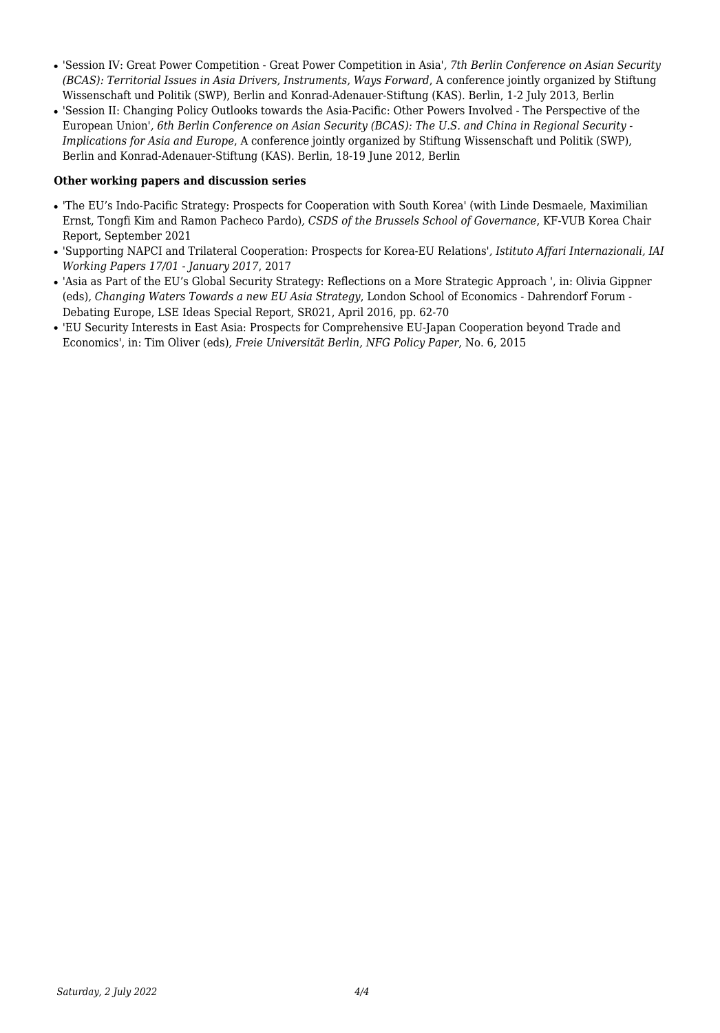- 'Session IV: Great Power Competition - Great Power Competition in Asia', *7th Berlin Conference on Asian Security (BCAS): Territorial Issues in Asia Drivers, Instruments, Ways Forward*, A conference jointly organized by Stiftung Wissenschaft und Politik (SWP), Berlin and Konrad-Adenauer-Stiftung (KAS). Berlin, 1-2 July 2013, Berlin
- 'Session II: Changing Policy Outlooks towards the Asia-Pacific: Other Powers Involved - The Perspective of the European Union', *6th Berlin Conference on Asian Security (BCAS): The U.S. and China in Regional Security - Implications for Asia and Europe*, A conference jointly organized by Stiftung Wissenschaft und Politik (SWP), Berlin and Konrad-Adenauer-Stiftung (KAS). Berlin, 18-19 June 2012, Berlin

**Other working papers and discussion series**

- 'The EU's Indo-Pacific Strategy: Prospects for Cooperation with South Korea' (with Linde Desmaele, Maximilian Ernst, Tongfi Kim and Ramon Pacheco Pardo), *CSDS of the Brussels School of Governance*, KF-VUB Korea Chair Report, September 2021
- 'Supporting NAPCI and Trilateral Cooperation: Prospects for Korea-EU Relations', *Istituto Affari Internazionali, IAI Working Papers 17/01 - January 2017*, 2017
- 'Asia as Part of the EU's Global Security Strategy: Reflections on a More Strategic Approach ', in: Olivia Gippner (eds), *Changing Waters Towards a new EU Asia Strategy*, London School of Economics - Dahrendorf Forum - Debating Europe, LSE Ideas Special Report, SR021, April 2016, pp. 62-70
- 'EU Security Interests in East Asia: Prospects for Comprehensive EU-Japan Cooperation beyond Trade and Economics', in: Tim Oliver (eds), *Freie Universität Berlin, NFG Policy Paper*, No. 6, 2015